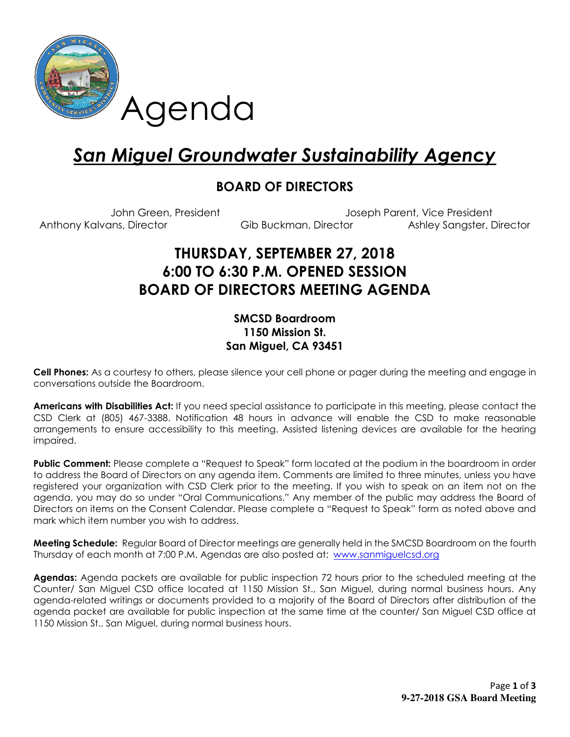# Agenda

## *San Miguel Groundwater Sustainability Agency*

### BOARD OF DIRECTORS

John Green, President
Joseph Parent, Vice President
Anthony Kalvans, Director
Gib Buckman, Director
Ashley Sangster, Director

## THURSDAY, SEPTEMBER 27, 2018
## 6:00 TO 6:30 P.M. OPENED SESSION
## BOARD OF DIRECTORS MEETING AGENDA

**SMCSD Boardroom**
**1150 Mission St.**
**San Miguel, CA 93451**

**Cell Phones:** As a courtesy to others, please silence your cell phone or pager during the meeting and engage in conversations outside the Boardroom.

**Americans with Disabilities Act:** If you need special assistance to participate in this meeting, please contact the CSD Clerk at (805) 467-3388. Notification 48 hours in advance will enable the CSD to make reasonable arrangements to ensure accessibility to this meeting. Assisted listening devices are available for the hearing impaired.

**Public Comment:** Please complete a "Request to Speak" form located at the podium in the boardroom in order to address the Board of Directors on any agenda item. Comments are limited to three minutes, unless you have registered your organization with CSD Clerk prior to the meeting. If you wish to speak on an item not on the agenda, you may do so under "Oral Communications." Any member of the public may address the Board of Directors on items on the Consent Calendar. Please complete a "Request to Speak" form as noted above and mark which item number you wish to address.

**Meeting Schedule:** Regular Board of Director meetings are generally held in the SMCSD Boardroom on the fourth Thursday of each month at 7:00 P.M. Agendas are also posted at: www.sanmiguelcsd.org

**Agendas:** Agenda packets are available for public inspection 72 hours prior to the scheduled meeting at the Counter/ San Miguel CSD office located at 1150 Mission St., San Miguel, during normal business hours. Any agenda-related writings or documents provided to a majority of the Board of Directors after distribution of the agenda packet are available for public inspection at the same time at the counter/ San Miguel CSD office at 1150 Mission St., San Miguel, during normal business hours.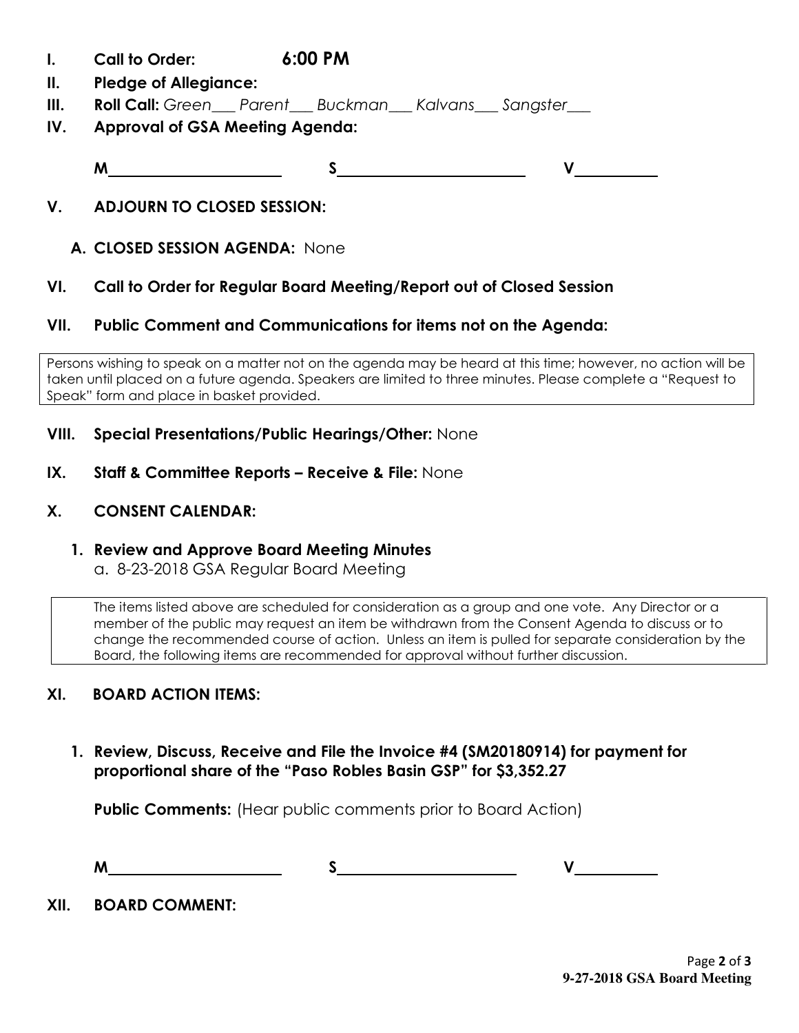**I. Call to Order:** **6:00 PM**

**II. Pledge of Allegiance:**

**III. Roll Call:** *Green___ Parent___ Buckman___ Kalvans___ Sangster___*

**IV. Approval of GSA Meeting Agenda:**

**M**______________________ **S**________________________ **V**__________

## V. ADJOURN TO CLOSED SESSION:

**A. CLOSED SESSION AGENDA:** None

## VI. Call to Order for Regular Board Meeting/Report out of Closed Session

## VII. Public Comment and Communications for items not on the Agenda:

Persons wishing to speak on a matter not on the agenda may be heard at this time; however, no action will be taken until placed on a future agenda. Speakers are limited to three minutes. Please complete a "Request to Speak" form and place in basket provided.

## VIII. Special Presentations/Public Hearings/Other: None

## IX. Staff & Committee Reports – Receive & File: None

## X. CONSENT CALENDAR:

**1. Review and Approve Board Meeting Minutes**

a. 8-23-2018 GSA Regular Board Meeting

The items listed above are scheduled for consideration as a group and one vote. Any Director or a member of the public may request an item be withdrawn from the Consent Agenda to discuss or to change the recommended course of action. Unless an item is pulled for separate consideration by the Board, the following items are recommended for approval without further discussion.

## XI. BOARD ACTION ITEMS:

**1. Review, Discuss, Receive and File the Invoice #4 (SM20180914) for payment for proportional share of the "Paso Robles Basin GSP" for $3,352.27**

**Public Comments:** (Hear public comments prior to Board Action)

**M**______________________ **S**________________________ **V**__________

## XII. BOARD COMMENT:

**9-27-2018 GSA Board Meeting**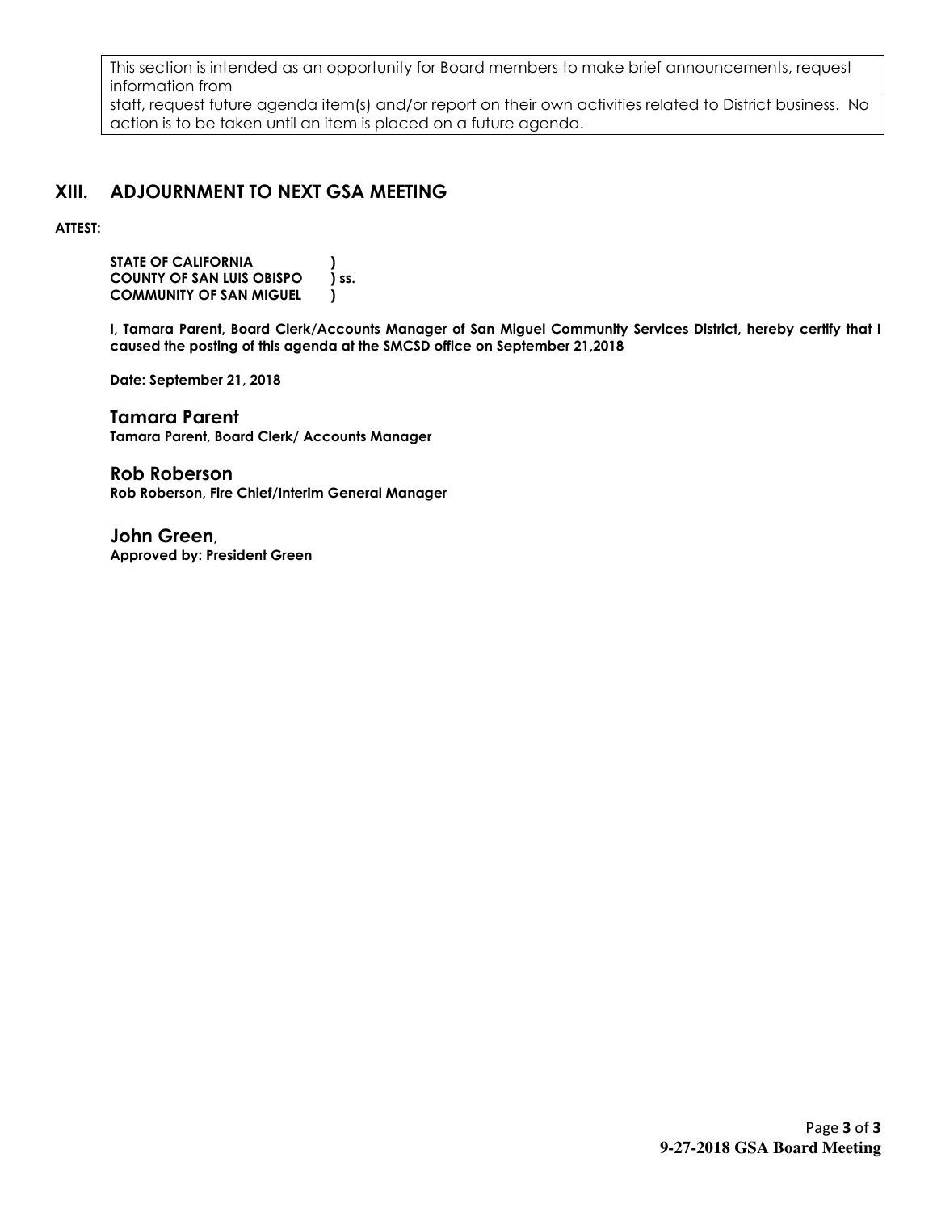This section is intended as an opportunity for Board members to make brief announcements, request information from
staff, request future agenda item(s) and/or report on their own activities related to District business. No action is to be taken until an item is placed on a future agenda.

## XIII. ADJOURNMENT TO NEXT GSA MEETING

**ATTEST:**

**STATE OF CALIFORNIA )**
**COUNTY OF SAN LUIS OBISPO ) ss.**
**COMMUNITY OF SAN MIGUEL )**

**I, Tamara Parent, Board Clerk/Accounts Manager of San Miguel Community Services District, hereby certify that I caused the posting of this agenda at the SMCSD office on September 21,2018**

**Date: September 21, 2018**

**Tamara Parent**
**Tamara Parent, Board Clerk/ Accounts Manager**

**Rob Roberson**
**Rob Roberson, Fire Chief/Interim General Manager**

**John Green**,
**Approved by: President Green**